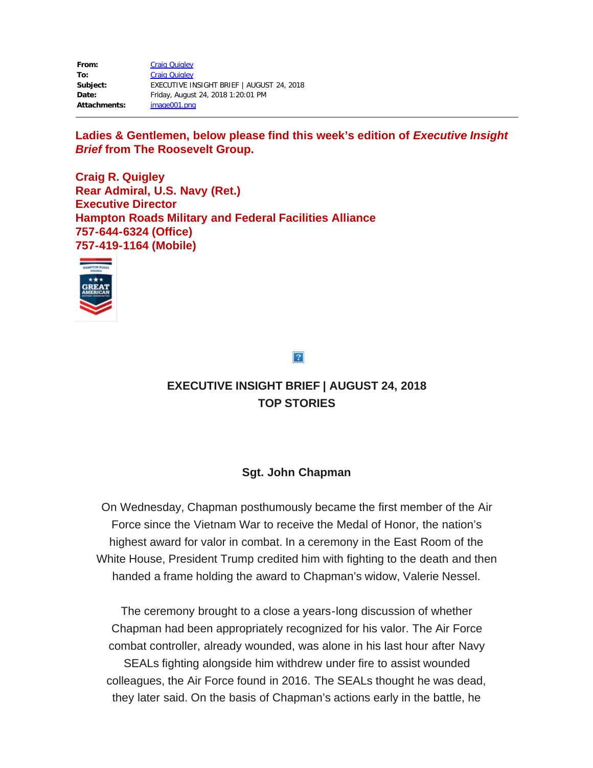| | |
|---|---|
| **From:** | Craig Quigley |
| **To:** | Craig Quigley |
| **Subject:** | EXECUTIVE INSIGHT BRIEF \| AUGUST 24, 2018 |
| **Date:** | Friday, August 24, 2018 1:20:01 PM |
| **Attachments:** | image001.png |

---

**Ladies & Gentlemen, below please find this week's edition of *Executive Insight Brief* from The Roosevelt Group.**

**Craig R. Quigley**
**Rear Admiral, U.S. Navy (Ret.)**
**Executive Director**
**Hampton Roads Military and Federal Facilities Alliance**
**757-644-6324 (Office)**
**757-419-1164 (Mobile)**

## EXECUTIVE INSIGHT BRIEF | AUGUST 24, 2018
## TOP STORIES

### Sgt. John Chapman

On Wednesday, Chapman posthumously became the first member of the Air Force since the Vietnam War to receive the Medal of Honor, the nation's highest award for valor in combat. In a ceremony in the East Room of the White House, President Trump credited him with fighting to the death and then handed a frame holding the award to Chapman's widow, Valerie Nessel.

The ceremony brought to a close a years-long discussion of whether Chapman had been appropriately recognized for his valor. The Air Force combat controller, already wounded, was alone in his last hour after Navy SEALs fighting alongside him withdrew under fire to assist wounded colleagues, the Air Force found in 2016. The SEALs thought he was dead, they later said. On the basis of Chapman's actions early in the battle, he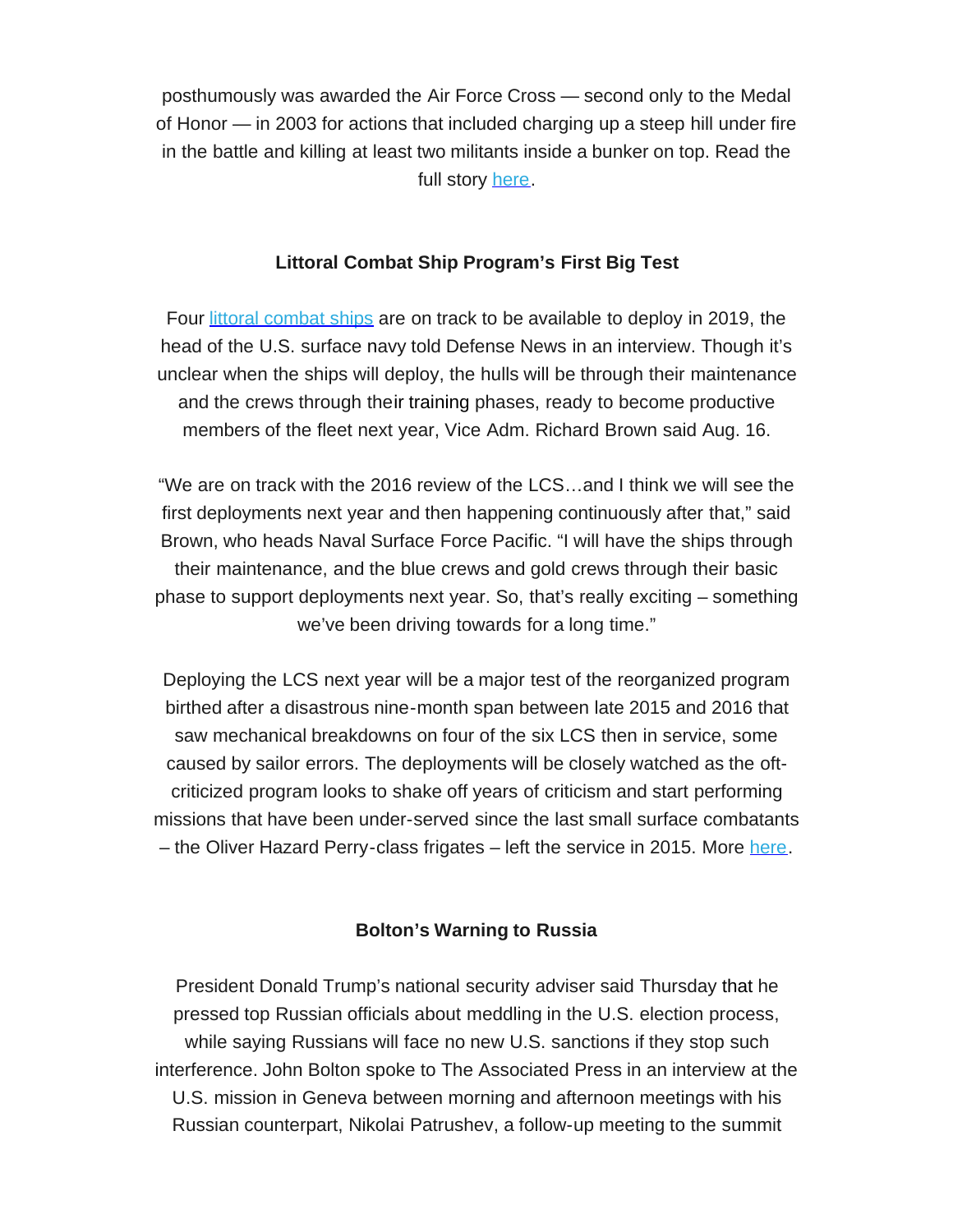posthumously was awarded the Air Force Cross — second only to the Medal of Honor — in 2003 for actions that included charging up a steep hill under fire in the battle and killing at least two militants inside a bunker on top. Read the full story [here](#).

**Littoral Combat Ship Program's First Big Test**

Four [littoral combat ships](#) are on track to be available to deploy in 2019, the head of the U.S. surface navy told Defense News in an interview. Though it's unclear when the ships will deploy, the hulls will be through their maintenance and the crews through their training phases, ready to become productive members of the fleet next year, Vice Adm. Richard Brown said Aug. 16.

"We are on track with the 2016 review of the LCS…and I think we will see the first deployments next year and then happening continuously after that," said Brown, who heads Naval Surface Force Pacific. "I will have the ships through their maintenance, and the blue crews and gold crews through their basic phase to support deployments next year. So, that's really exciting – something we've been driving towards for a long time."

Deploying the LCS next year will be a major test of the reorganized program birthed after a disastrous nine-month span between late 2015 and 2016 that saw mechanical breakdowns on four of the six LCS then in service, some caused by sailor errors. The deployments will be closely watched as the oft-criticized program looks to shake off years of criticism and start performing missions that have been under-served since the last small surface combatants – the Oliver Hazard Perry-class frigates – left the service in 2015. More [here](#).

**Bolton's Warning to Russia**

President Donald Trump's national security adviser said Thursday that he pressed top Russian officials about meddling in the U.S. election process, while saying Russians will face no new U.S. sanctions if they stop such interference. John Bolton spoke to The Associated Press in an interview at the U.S. mission in Geneva between morning and afternoon meetings with his Russian counterpart, Nikolai Patrushev, a follow-up meeting to the summit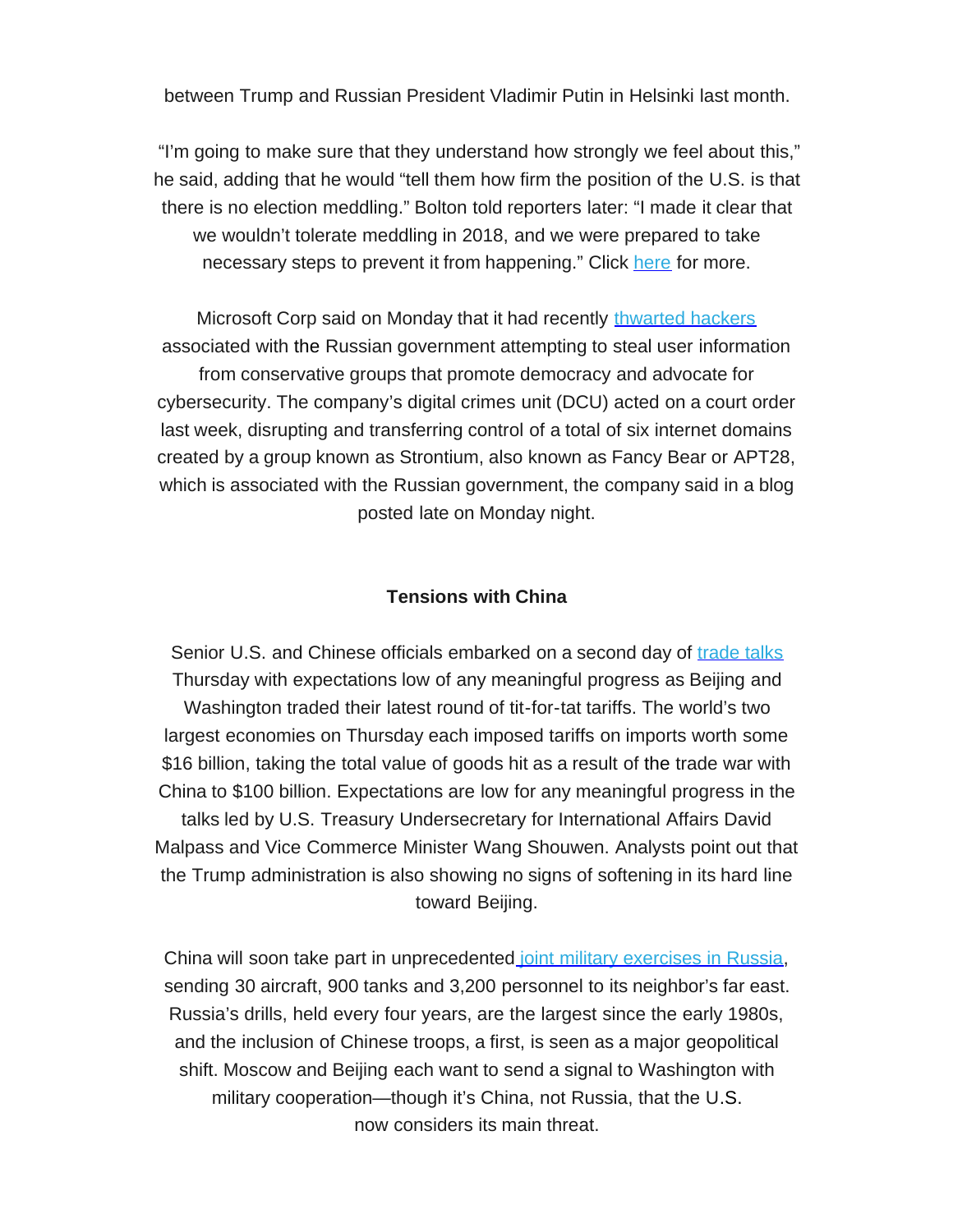between Trump and Russian President Vladimir Putin in Helsinki last month.

"I'm going to make sure that they understand how strongly we feel about this," he said, adding that he would "tell them how firm the position of the U.S. is that there is no election meddling." Bolton told reporters later: "I made it clear that we wouldn't tolerate meddling in 2018, and we were prepared to take necessary steps to prevent it from happening." Click here for more.

Microsoft Corp said on Monday that it had recently thwarted hackers associated with the Russian government attempting to steal user information from conservative groups that promote democracy and advocate for cybersecurity. The company's digital crimes unit (DCU) acted on a court order last week, disrupting and transferring control of a total of six internet domains created by a group known as Strontium, also known as Fancy Bear or APT28, which is associated with the Russian government, the company said in a blog posted late on Monday night.

**Tensions with China**

Senior U.S. and Chinese officials embarked on a second day of trade talks Thursday with expectations low of any meaningful progress as Beijing and Washington traded their latest round of tit-for-tat tariffs. The world's two largest economies on Thursday each imposed tariffs on imports worth some $16 billion, taking the total value of goods hit as a result of the trade war with China to $100 billion. Expectations are low for any meaningful progress in the talks led by U.S. Treasury Undersecretary for International Affairs David Malpass and Vice Commerce Minister Wang Shouwen. Analysts point out that the Trump administration is also showing no signs of softening in its hard line toward Beijing.

China will soon take part in unprecedented joint military exercises in Russia, sending 30 aircraft, 900 tanks and 3,200 personnel to its neighbor's far east. Russia's drills, held every four years, are the largest since the early 1980s, and the inclusion of Chinese troops, a first, is seen as a major geopolitical shift. Moscow and Beijing each want to send a signal to Washington with military cooperation—though it's China, not Russia, that the U.S. now considers its main threat.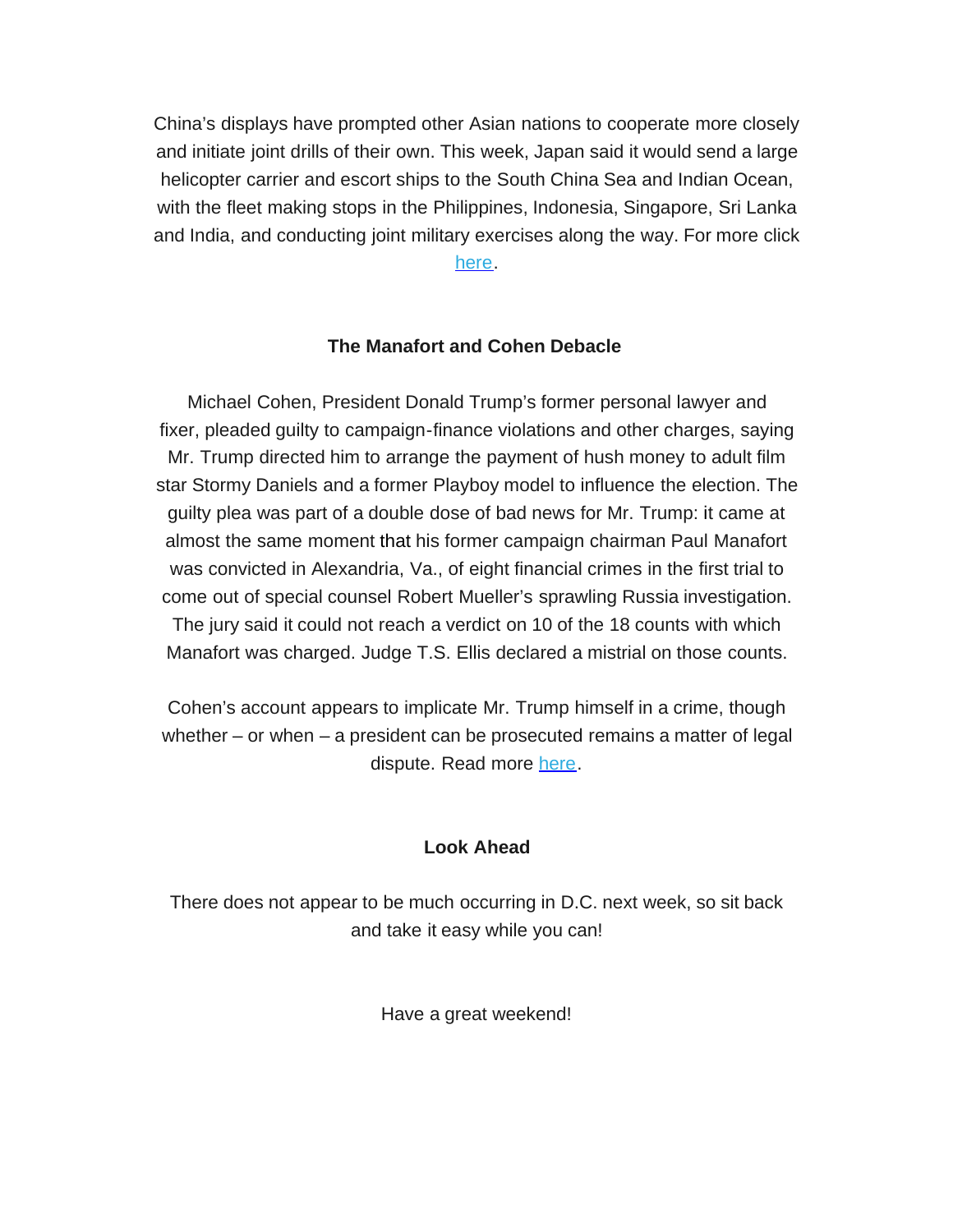China's displays have prompted other Asian nations to cooperate more closely and initiate joint drills of their own. This week, Japan said it would send a large helicopter carrier and escort ships to the South China Sea and Indian Ocean, with the fleet making stops in the Philippines, Indonesia, Singapore, Sri Lanka and India, and conducting joint military exercises along the way. For more click here.

**The Manafort and Cohen Debacle**

Michael Cohen, President Donald Trump's former personal lawyer and fixer, pleaded guilty to campaign-finance violations and other charges, saying Mr. Trump directed him to arrange the payment of hush money to adult film star Stormy Daniels and a former Playboy model to influence the election. The guilty plea was part of a double dose of bad news for Mr. Trump: it came at almost the same moment that his former campaign chairman Paul Manafort was convicted in Alexandria, Va., of eight financial crimes in the first trial to come out of special counsel Robert Mueller's sprawling Russia investigation. The jury said it could not reach a verdict on 10 of the 18 counts with which Manafort was charged. Judge T.S. Ellis declared a mistrial on those counts.

Cohen's account appears to implicate Mr. Trump himself in a crime, though whether – or when – a president can be prosecuted remains a matter of legal dispute. Read more here.

**Look Ahead**

There does not appear to be much occurring in D.C. next week, so sit back and take it easy while you can!

Have a great weekend!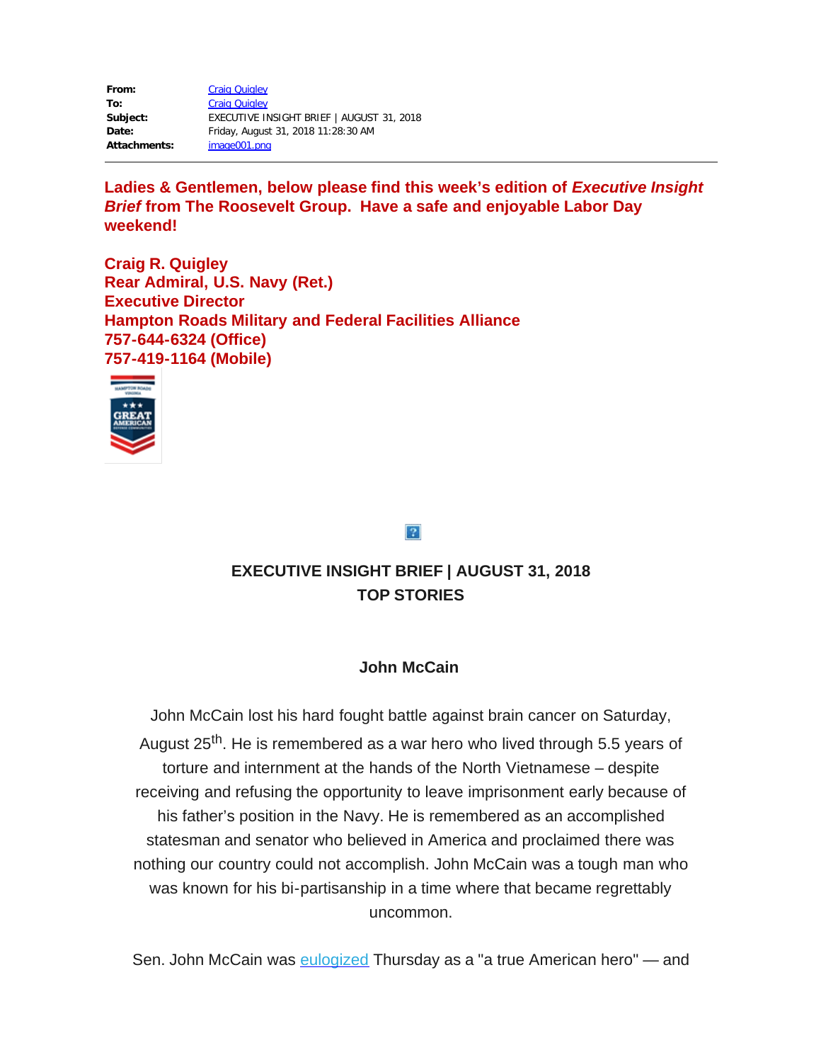| | |
|---|---|
| **From:** | Craig Quigley |
| **To:** | Craig Quigley |
| **Subject:** | EXECUTIVE INSIGHT BRIEF \| AUGUST 31, 2018 |
| **Date:** | Friday, August 31, 2018 11:28:30 AM |
| **Attachments:** | image001.png |

---

**Ladies & Gentlemen, below please find this week's edition of *Executive Insight Brief* from The Roosevelt Group. Have a safe and enjoyable Labor Day weekend!**

**Craig R. Quigley**
**Rear Admiral, U.S. Navy (Ret.)**
**Executive Director**
**Hampton Roads Military and Federal Facilities Alliance**
**757-644-6324 (Office)**
**757-419-1164 (Mobile)**

## EXECUTIVE INSIGHT BRIEF | AUGUST 31, 2018
## TOP STORIES

### John McCain

John McCain lost his hard fought battle against brain cancer on Saturday, August 25th. He is remembered as a war hero who lived through 5.5 years of torture and internment at the hands of the North Vietnamese – despite receiving and refusing the opportunity to leave imprisonment early because of his father's position in the Navy. He is remembered as an accomplished statesman and senator who believed in America and proclaimed there was nothing our country could not accomplish. John McCain was a tough man who was known for his bi-partisanship in a time where that became regrettably uncommon.

Sen. John McCain was eulogized Thursday as a "a true American hero" — and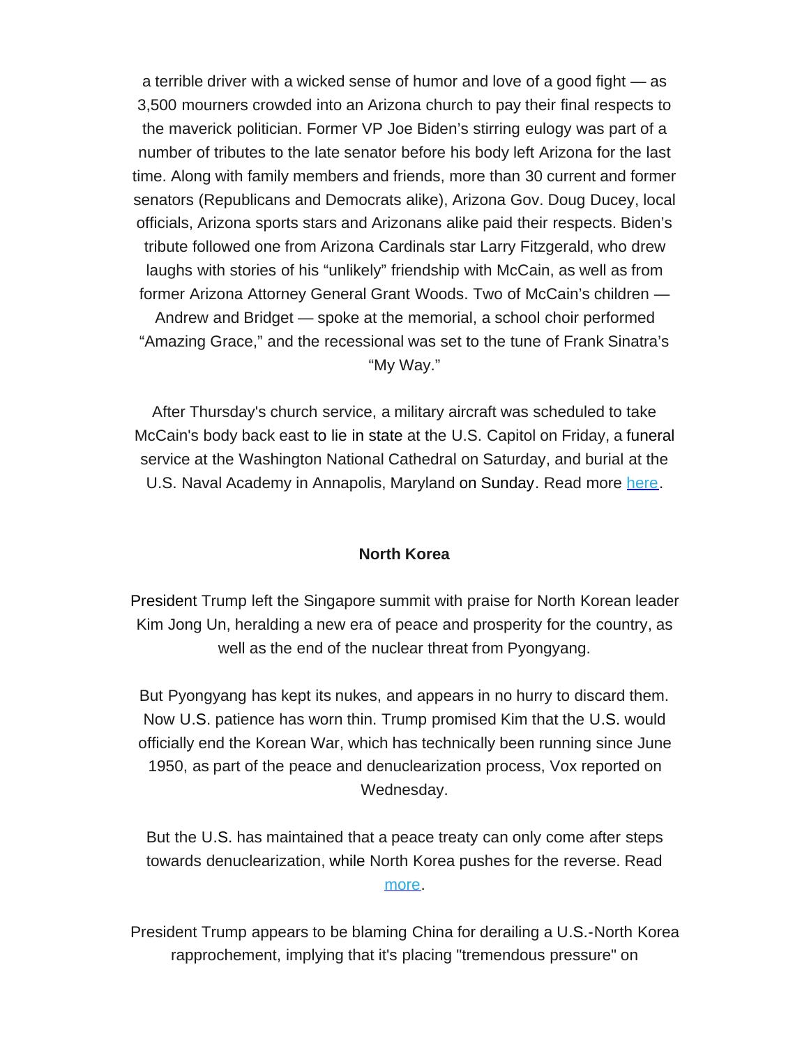a terrible driver with a wicked sense of humor and love of a good fight — as 3,500 mourners crowded into an Arizona church to pay their final respects to the maverick politician. Former VP Joe Biden's stirring eulogy was part of a number of tributes to the late senator before his body left Arizona for the last time. Along with family members and friends, more than 30 current and former senators (Republicans and Democrats alike), Arizona Gov. Doug Ducey, local officials, Arizona sports stars and Arizonans alike paid their respects. Biden's tribute followed one from Arizona Cardinals star Larry Fitzgerald, who drew laughs with stories of his "unlikely" friendship with McCain, as well as from former Arizona Attorney General Grant Woods. Two of McCain's children — Andrew and Bridget — spoke at the memorial, a school choir performed "Amazing Grace," and the recessional was set to the tune of Frank Sinatra's "My Way."

After Thursday's church service, a military aircraft was scheduled to take McCain's body back east to lie in state at the U.S. Capitol on Friday, a funeral service at the Washington National Cathedral on Saturday, and burial at the U.S. Naval Academy in Annapolis, Maryland on Sunday. Read more here.

**North Korea**

President Trump left the Singapore summit with praise for North Korean leader Kim Jong Un, heralding a new era of peace and prosperity for the country, as well as the end of the nuclear threat from Pyongyang.

But Pyongyang has kept its nukes, and appears in no hurry to discard them. Now U.S. patience has worn thin. Trump promised Kim that the U.S. would officially end the Korean War, which has technically been running since June 1950, as part of the peace and denuclearization process, Vox reported on Wednesday.

But the U.S. has maintained that a peace treaty can only come after steps towards denuclearization, while North Korea pushes for the reverse. Read more.

President Trump appears to be blaming China for derailing a U.S.-North Korea rapprochement, implying that it's placing "tremendous pressure" on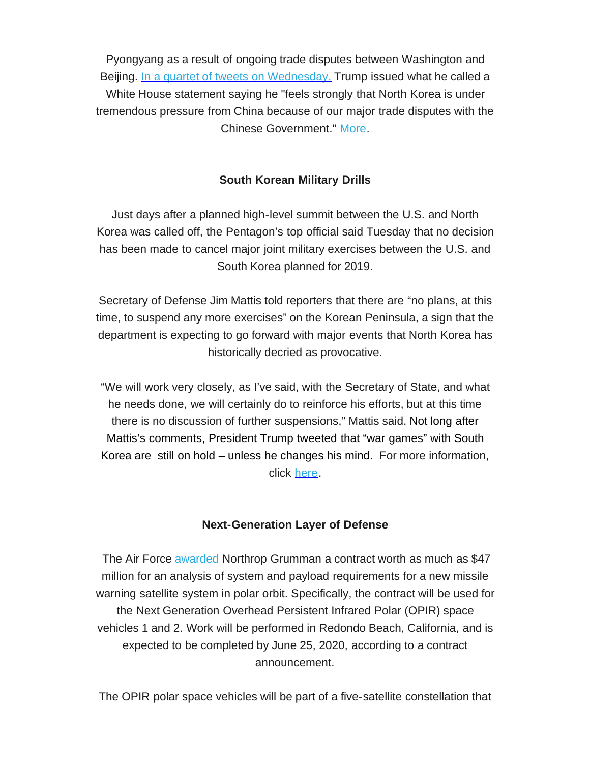Pyongyang as a result of ongoing trade disputes between Washington and Beijing. In a quartet of tweets on Wednesday, Trump issued what he called a White House statement saying he "feels strongly that North Korea is under tremendous pressure from China because of our major trade disputes with the Chinese Government." More.

**South Korean Military Drills**

Just days after a planned high-level summit between the U.S. and North Korea was called off, the Pentagon's top official said Tuesday that no decision has been made to cancel major joint military exercises between the U.S. and South Korea planned for 2019.

Secretary of Defense Jim Mattis told reporters that there are "no plans, at this time, to suspend any more exercises" on the Korean Peninsula, a sign that the department is expecting to go forward with major events that North Korea has historically decried as provocative.

"We will work very closely, as I've said, with the Secretary of State, and what he needs done, we will certainly do to reinforce his efforts, but at this time there is no discussion of further suspensions," Mattis said. Not long after Mattis's comments, President Trump tweeted that "war games" with South Korea are still on hold – unless he changes his mind. For more information, click here.

**Next-Generation Layer of Defense**

The Air Force awarded Northrop Grumman a contract worth as much as $47 million for an analysis of system and payload requirements for a new missile warning satellite system in polar orbit. Specifically, the contract will be used for the Next Generation Overhead Persistent Infrared Polar (OPIR) space vehicles 1 and 2. Work will be performed in Redondo Beach, California, and is expected to be completed by June 25, 2020, according to a contract announcement.

The OPIR polar space vehicles will be part of a five-satellite constellation that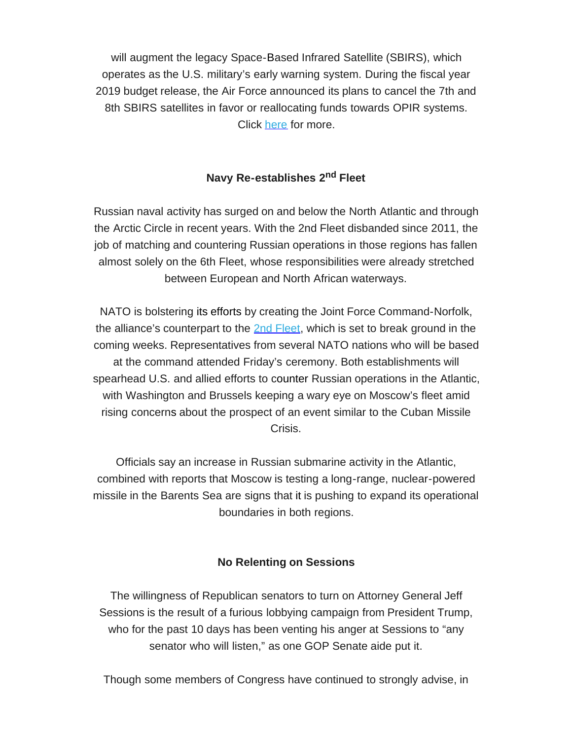will augment the legacy Space-Based Infrared Satellite (SBIRS), which operates as the U.S. military's early warning system. During the fiscal year 2019 budget release, the Air Force announced its plans to cancel the 7th and 8th SBIRS satellites in favor or reallocating funds towards OPIR systems. Click [here](#) for more.

### Navy Re-establishes 2nd Fleet

Russian naval activity has surged on and below the North Atlantic and through the Arctic Circle in recent years. With the 2nd Fleet disbanded since 2011, the job of matching and countering Russian operations in those regions has fallen almost solely on the 6th Fleet, whose responsibilities were already stretched between European and North African waterways.

NATO is bolstering its efforts by creating the Joint Force Command-Norfolk, the alliance's counterpart to the [2nd Fleet](#), which is set to break ground in the coming weeks. Representatives from several NATO nations who will be based at the command attended Friday's ceremony. Both establishments will spearhead U.S. and allied efforts to counter Russian operations in the Atlantic, with Washington and Brussels keeping a wary eye on Moscow's fleet amid rising concerns about the prospect of an event similar to the Cuban Missile Crisis.

Officials say an increase in Russian submarine activity in the Atlantic, combined with reports that Moscow is testing a long-range, nuclear-powered missile in the Barents Sea are signs that it is pushing to expand its operational boundaries in both regions.

### No Relenting on Sessions

The willingness of Republican senators to turn on Attorney General Jeff Sessions is the result of a furious lobbying campaign from President Trump, who for the past 10 days has been venting his anger at Sessions to "any senator who will listen," as one GOP Senate aide put it.

Though some members of Congress have continued to strongly advise, in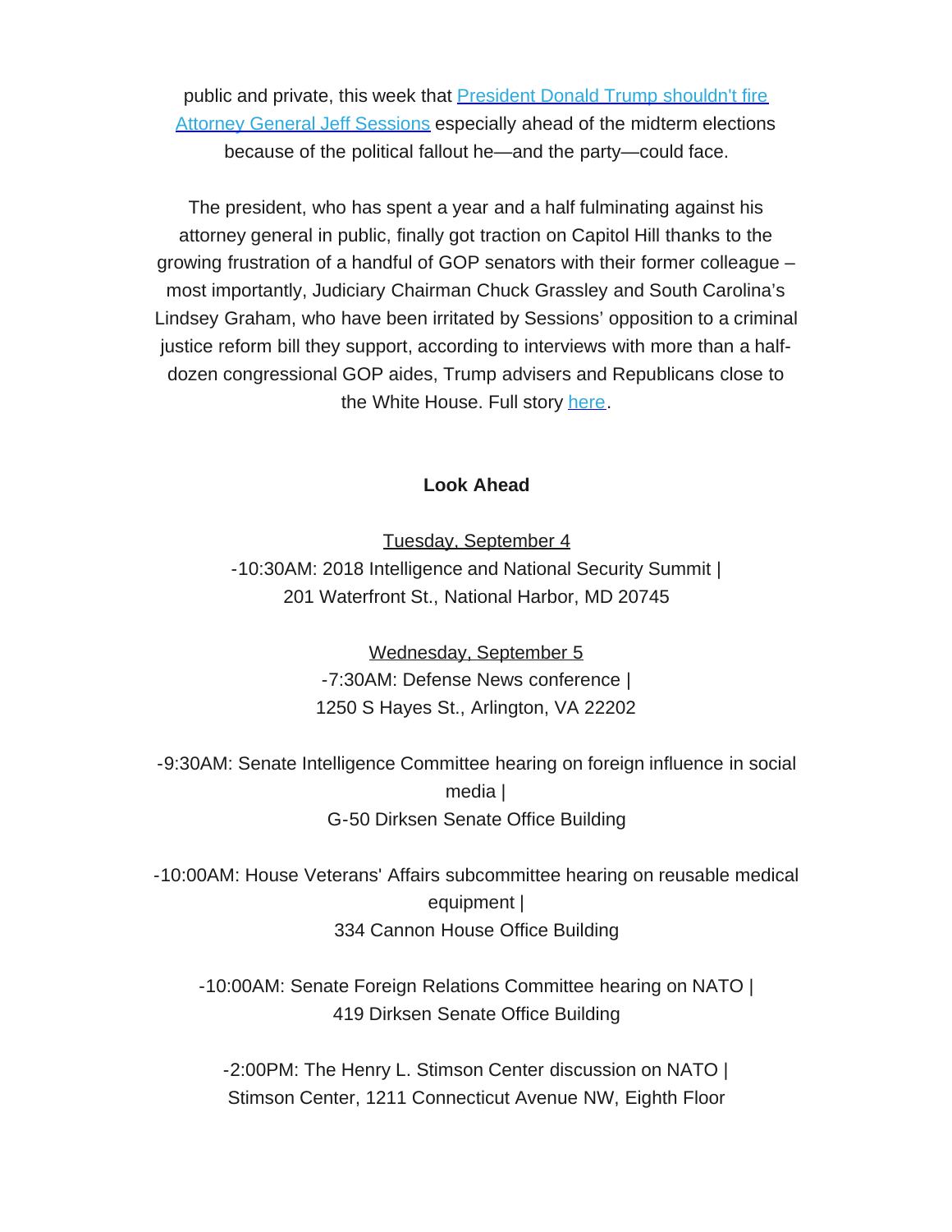public and private, this week that President Donald Trump shouldn't fire Attorney General Jeff Sessions especially ahead of the midterm elections because of the political fallout he—and the party—could face.

The president, who has spent a year and a half fulminating against his attorney general in public, finally got traction on Capitol Hill thanks to the growing frustration of a handful of GOP senators with their former colleague – most importantly, Judiciary Chairman Chuck Grassley and South Carolina's Lindsey Graham, who have been irritated by Sessions' opposition to a criminal justice reform bill they support, according to interviews with more than a half-dozen congressional GOP aides, Trump advisers and Republicans close to the White House. Full story here.

**Look Ahead**

Tuesday, September 4

-10:30AM: 2018 Intelligence and National Security Summit |
201 Waterfront St., National Harbor, MD 20745

Wednesday, September 5

-7:30AM: Defense News conference |
1250 S Hayes St., Arlington, VA 22202

-9:30AM: Senate Intelligence Committee hearing on foreign influence in social media |
G-50 Dirksen Senate Office Building

-10:00AM: House Veterans' Affairs subcommittee hearing on reusable medical equipment |
334 Cannon House Office Building

-10:00AM: Senate Foreign Relations Committee hearing on NATO |
419 Dirksen Senate Office Building

-2:00PM: The Henry L. Stimson Center discussion on NATO |
Stimson Center, 1211 Connecticut Avenue NW, Eighth Floor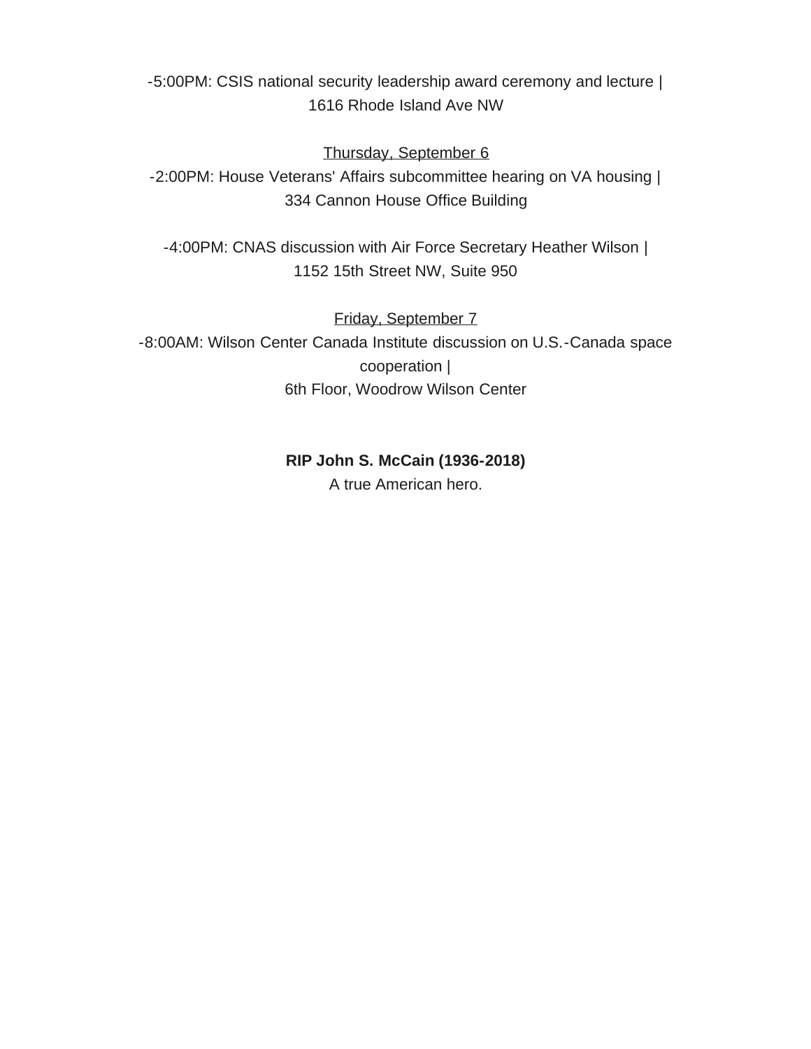-5:00PM: CSIS national security leadership award ceremony and lecture |
1616 Rhode Island Ave NW

<u>Thursday, September 6</u>

-2:00PM: House Veterans' Affairs subcommittee hearing on VA housing |
334 Cannon House Office Building

-4:00PM: CNAS discussion with Air Force Secretary Heather Wilson |
1152 15th Street NW, Suite 950

<u>Friday, September 7</u>

-8:00AM: Wilson Center Canada Institute discussion on U.S.-Canada space cooperation |
6th Floor, Woodrow Wilson Center

**RIP John S. McCain (1936-2018)**

A true American hero.